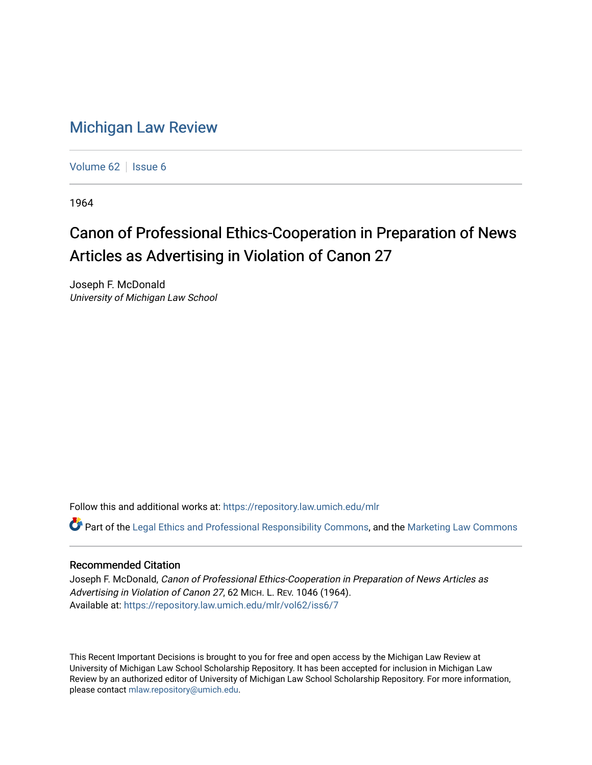# Michigan Law Review

Volume 62 | Issue 6

1964

## Canon of Professional Ethics-Cooperation in Preparation of News Articles as Advertising in Violation of Canon 27

Joseph F. McDonald
*University of Michigan Law School*

Follow this and additional works at: https://repository.law.umich.edu/mlr

Part of the Legal Ethics and Professional Responsibility Commons, and the Marketing Law Commons

### Recommended Citation

Joseph F. McDonald, *Canon of Professional Ethics-Cooperation in Preparation of News Articles as Advertising in Violation of Canon 27*, 62 MICH. L. REV. 1046 (1964).
Available at: https://repository.law.umich.edu/mlr/vol62/iss6/7

This Recent Important Decisions is brought to you for free and open access by the Michigan Law Review at University of Michigan Law School Scholarship Repository. It has been accepted for inclusion in Michigan Law Review by an authorized editor of University of Michigan Law School Scholarship Repository. For more information, please contact mlaw.repository@umich.edu.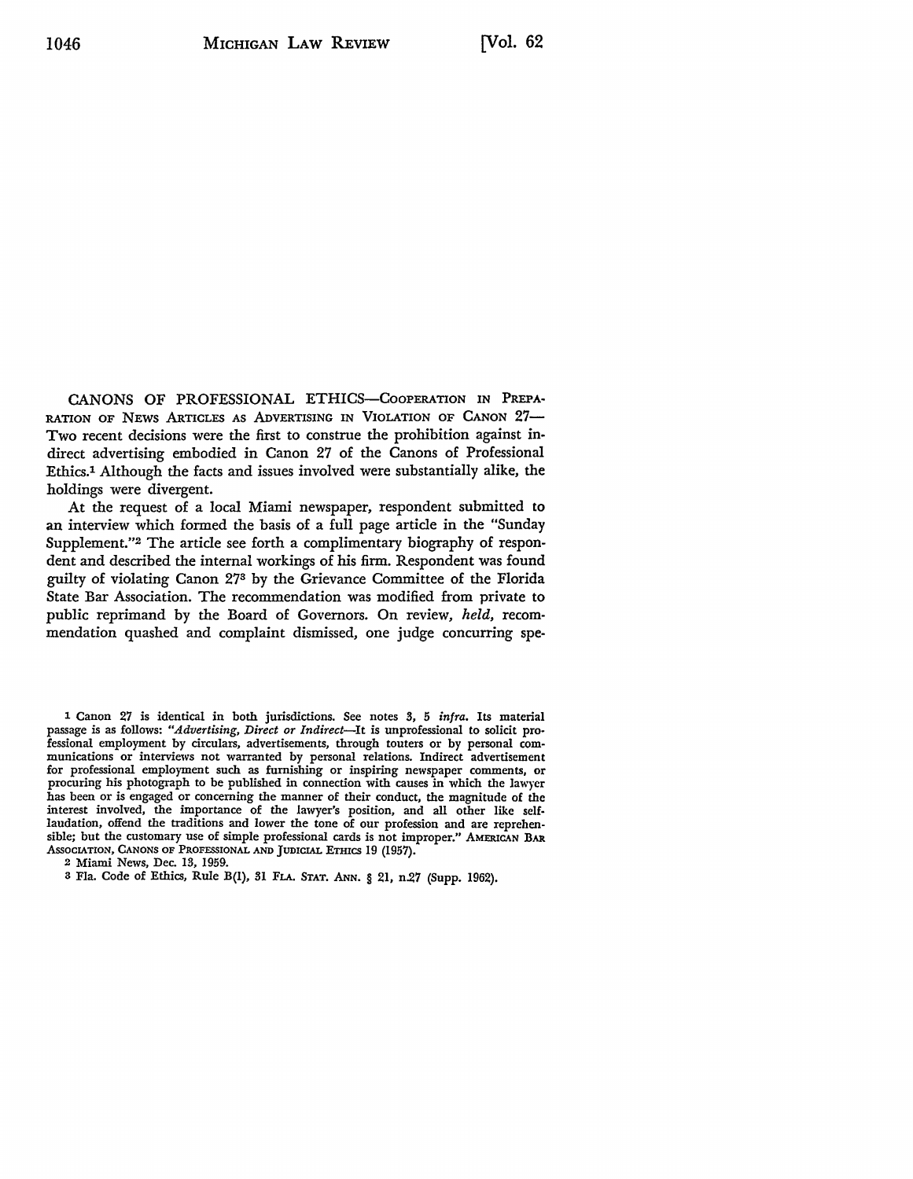CANONS OF PROFESSIONAL ETHICS—COOPERATION IN PREPARATION OF NEWS ARTICLES AS ADVERTISING IN VIOLATION OF CANON 27—Two recent decisions were the first to construe the prohibition against indirect advertising embodied in Canon 27 of the Canons of Professional Ethics.[1] Although the facts and issues involved were substantially alike, the holdings were divergent.

At the request of a local Miami newspaper, respondent submitted to an interview which formed the basis of a full page article in the "Sunday Supplement."[2] The article see forth a complimentary biography of respondent and described the internal workings of his firm. Respondent was found guilty of violating Canon 27[3] by the Grievance Committee of the Florida State Bar Association. The recommendation was modified from private to public reprimand by the Board of Governors. On review, *held*, recommendation quashed and complaint dismissed, one judge concurring spe-

---

[1] Canon 27 is identical in both jurisdictions. See notes 3, 5 *infra*. Its material passage is as follows: "*Advertising, Direct or Indirect*—It is unprofessional to solicit professional employment by circulars, advertisements, through touters or by personal communications or interviews not warranted by personal relations. Indirect advertisement for professional employment such as furnishing or inspiring newspaper comments, or procuring his photograph to be published in connection with causes in which the lawyer has been or is engaged or concerning the manner of their conduct, the magnitude of the interest involved, the importance of the lawyer's position, and all other like self-laudation, offend the traditions and lower the tone of our profession and are reprehensible; but the customary use of simple professional cards is not improper." AMERICAN BAR ASSOCIATION, CANONS OF PROFESSIONAL AND JUDICIAL ETHICS 19 (1957).

[2] Miami News, Dec. 13, 1959.

[3] Fla. Code of Ethics, Rule B(1), 31 FLA. STAT. ANN. § 21, n.27 (Supp. 1962).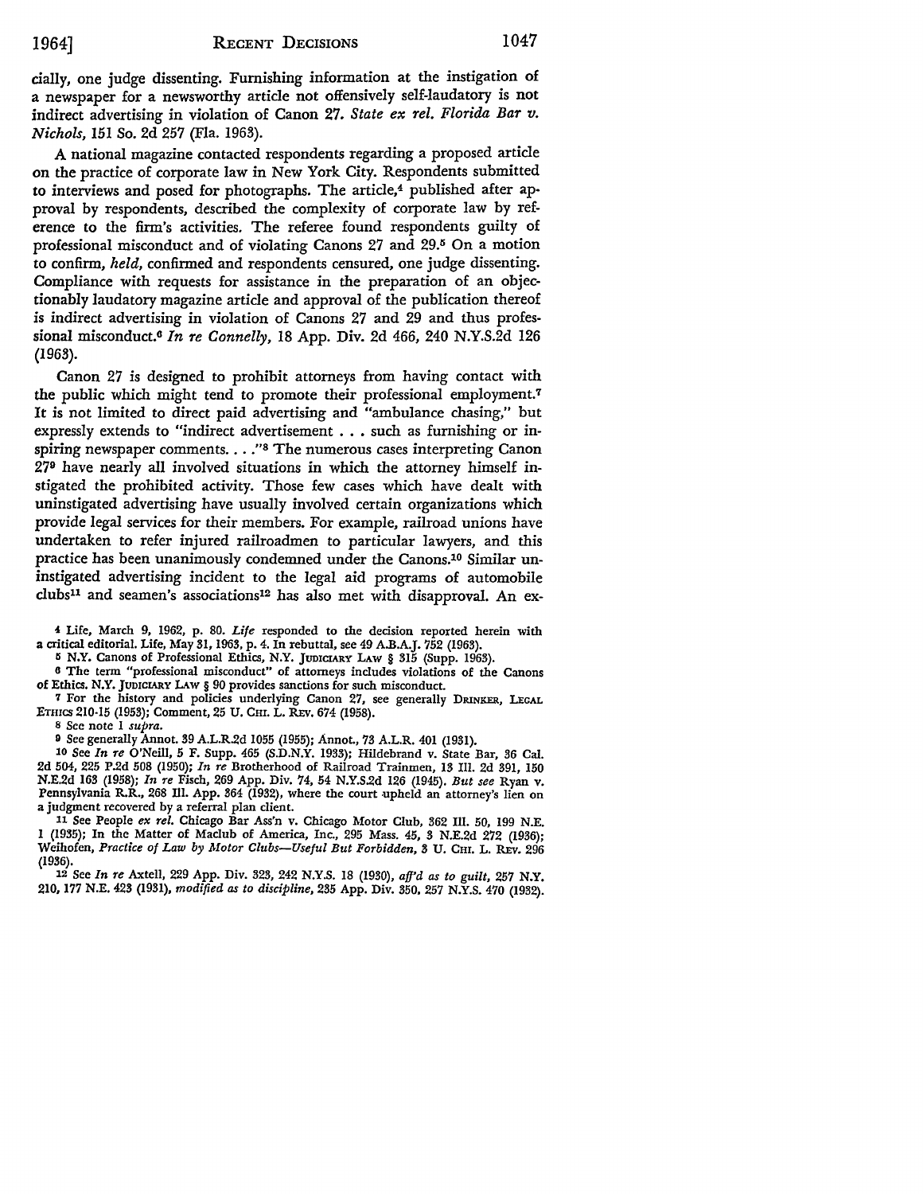cially, one judge dissenting. Furnishing information at the instigation of a newspaper for a newsworthy article not offensively self-laudatory is not indirect advertising in violation of Canon 27. *State ex rel. Florida Bar v. Nichols*, 151 So. 2d 257 (Fla. 1963).

A national magazine contacted respondents regarding a proposed article on the practice of corporate law in New York City. Respondents submitted to interviews and posed for photographs. The article,[4] published after approval by respondents, described the complexity of corporate law by reference to the firm's activities. The referee found respondents guilty of professional misconduct and of violating Canons 27 and 29.[5] On a motion to confirm, *held*, confirmed and respondents censured, one judge dissenting. Compliance with requests for assistance in the preparation of an objectionably laudatory magazine article and approval of the publication thereof is indirect advertising in violation of Canons 27 and 29 and thus professional misconduct.[6] *In re Connelly*, 18 App. Div. 2d 466, 240 N.Y.S.2d 126 (1963).

Canon 27 is designed to prohibit attorneys from having contact with the public which might tend to promote their professional employment.[7] It is not limited to direct paid advertising and "ambulance chasing," but expressly extends to "indirect advertisement . . . such as furnishing or inspiring newspaper comments. . . ."[8] The numerous cases interpreting Canon 27[9] have nearly all involved situations in which the attorney himself instigated the prohibited activity. Those few cases which have dealt with uninstigated advertising have usually involved certain organizations which provide legal services for their members. For example, railroad unions have undertaken to refer injured railroadmen to particular lawyers, and this practice has been unanimously condemned under the Canons.[10] Similar uninstigated advertising incident to the legal aid programs of automobile clubs[11] and seamen's associations[12] has also met with disapproval. An ex-

[4] Life, March 9, 1962, p. 80. *Life* responded to the decision reported herein with a critical editorial. Life, May 31, 1963, p. 4. In rebuttal, see 49 A.B.A.J. 752 (1963).

[5] N.Y. Canons of Professional Ethics, N.Y. JUDICIARY LAW § 315 (Supp. 1963).

[6] The term "professional misconduct" of attorneys includes violations of the Canons of Ethics. N.Y. JUDICIARY LAW § 90 provides sanctions for such misconduct.

[7] For the history and policies underlying Canon 27, see generally DRINKER, LEGAL ETHICS 210-15 (1953); Comment, 25 U. CHI. L. REV. 674 (1958).

[8] See note 1 *supra*.

[9] See generally Annot. 39 A.L.R.2d 1055 (1955); Annot., 73 A.L.R. 401 (1931).

[10] See *In re* O'Neill, 5 F. Supp. 465 (S.D.N.Y. 1933); Hildebrand v. State Bar, 36 Cal. 2d 504, 225 P.2d 508 (1950); *In re* Brotherhood of Railroad Trainmen, 13 Ill. 2d 391, 150 N.E.2d 163 (1958); *In re* Fisch, 269 App. Div. 74, 54 N.Y.S.2d 126 (1945). *But see* Ryan v. Pennsylvania R.R., 268 Ill. App. 364 (1932), where the court upheld an attorney's lien on a judgment recovered by a referral plan client.

[11] See People *ex rel.* Chicago Bar Ass'n v. Chicago Motor Club, 362 Ill. 50, 199 N.E. 1 (1935); In the Matter of Maclub of America, Inc., 295 Mass. 45, 3 N.E.2d 272 (1936); Weihofen, *Practice of Law by Motor Clubs—Useful But Forbidden*, 3 U. CHI. L. REV. 296 (1936).

[12] See *In re* Axtell, 229 App. Div. 323, 242 N.Y.S. 18 (1930), *aff'd as to guilt*, 257 N.Y. 210, 177 N.E. 423 (1931), *modified as to discipline*, 235 App. Div. 350, 257 N.Y.S. 470 (1932).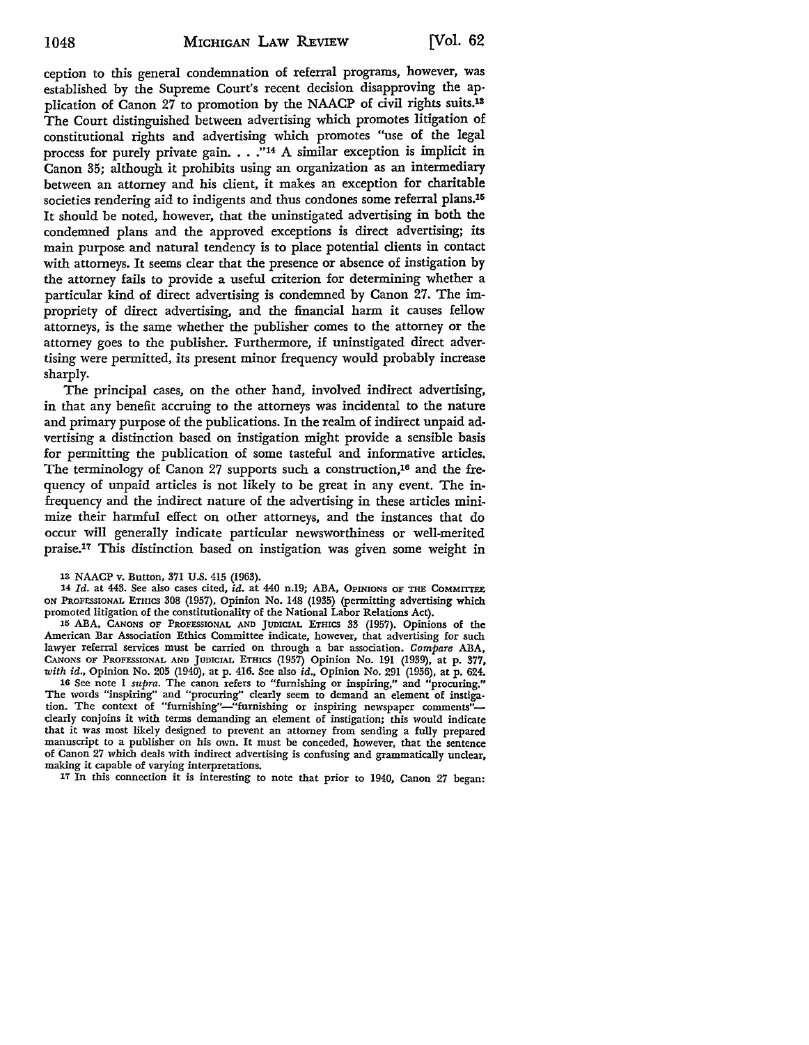ception to this general condemnation of referral programs, however, was established by the Supreme Court's recent decision disapproving the application of Canon 27 to promotion by the NAACP of civil rights suits.[13] The Court distinguished between advertising which promotes litigation of constitutional rights and advertising which promotes "use of the legal process for purely private gain. . . ."[14] A similar exception is implicit in Canon 35; although it prohibits using an organization as an intermediary between an attorney and his client, it makes an exception for charitable societies rendering aid to indigents and thus condones some referral plans.[15] It should be noted, however, that the uninstigated advertising in both the condemned plans and the approved exceptions is direct advertising; its main purpose and natural tendency is to place potential clients in contact with attorneys. It seems clear that the presence or absence of instigation by the attorney fails to provide a useful criterion for determining whether a particular kind of direct advertising is condemned by Canon 27. The impropriety of direct advertising, and the financial harm it causes fellow attorneys, is the same whether the publisher comes to the attorney or the attorney goes to the publisher. Furthermore, if uninstigated direct advertising were permitted, its present minor frequency would probably increase sharply.

The principal cases, on the other hand, involved indirect advertising, in that any benefit accruing to the attorneys was incidental to the nature and primary purpose of the publications. In the realm of indirect unpaid advertising a distinction based on instigation might provide a sensible basis for permitting the publication of some tasteful and informative articles. The terminology of Canon 27 supports such a construction,[16] and the frequency of unpaid articles is not likely to be great in any event. The infrequency and the indirect nature of the advertising in these articles minimize their harmful effect on other attorneys, and the instances that do occur will generally indicate particular newsworthiness or well-merited praise.[17] This distinction based on instigation was given some weight in

---

[13] NAACP v. Button, 371 U.S. 415 (1963).

[14] *Id.* at 443. See also cases cited, *id.* at 440 n.19; ABA, OPINIONS OF THE COMMITTEE ON PROFESSIONAL ETHICS 308 (1957), Opinion No. 148 (1935) (permitting advertising which promoted litigation of the constitutionality of the National Labor Relations Act).

[15] ABA, CANONS OF PROFESSIONAL AND JUDICIAL ETHICS 33 (1957). Opinions of the American Bar Association Ethics Committee indicate, however, that advertising for such lawyer referral services must be carried on through a bar association. *Compare* ABA, CANONS OF PROFESSIONAL AND JUDICIAL ETHICS (1957) Opinion No. 191 (1939), at p. 377, *with id.*, Opinion No. 205 (1940), at p. 416. See also *id.*, Opinion No. 291 (1956), at p. 624.

[16] See note 1 *supra*. The canon refers to "furnishing or inspiring," and "procuring." The words "inspiring" and "procuring" clearly seem to demand an element of instigation. The context of "furnishing"—"furnishing or inspiring newspaper comments"—clearly conjoins it with terms demanding an element of instigation; this would indicate that it was most likely designed to prevent an attorney from sending a fully prepared manuscript to a publisher on his own. It must be conceded, however, that the sentence of Canon 27 which deals with indirect advertising is confusing and grammatically unclear, making it capable of varying interpretations.

[17] In this connection it is interesting to note that prior to 1940, Canon 27 began: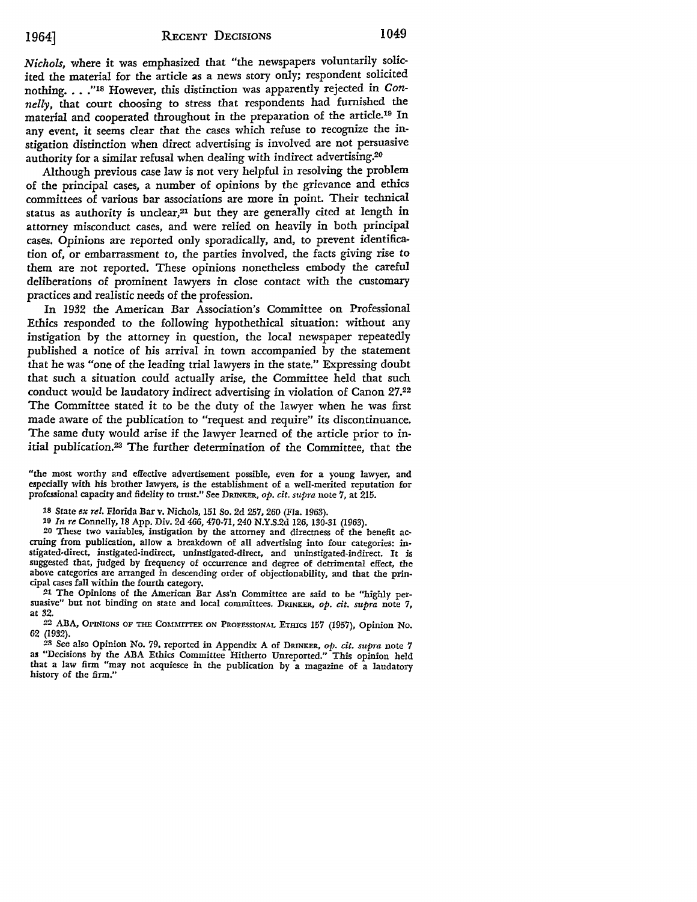*Nichols*, where it was emphasized that "the newspapers voluntarily solicited the material for the article as a news story only; respondent solicited nothing. . . ."[18] However, this distinction was apparently rejected in *Connelly*, that court choosing to stress that respondents had furnished the material and cooperated throughout in the preparation of the article.[19] In any event, it seems clear that the cases which refuse to recognize the instigation distinction when direct advertising is involved are not persuasive authority for a similar refusal when dealing with indirect advertising.[20]

Although previous case law is not very helpful in resolving the problem of the principal cases, a number of opinions by the grievance and ethics committees of various bar associations are more in point. Their technical status as authority is unclear,[21] but they are generally cited at length in attorney misconduct cases, and were relied on heavily in both principal cases. Opinions are reported only sporadically, and, to prevent identification of, or embarrassment to, the parties involved, the facts giving rise to them are not reported. These opinions nonetheless embody the careful deliberations of prominent lawyers in close contact with the customary practices and realistic needs of the profession.

In 1932 the American Bar Association's Committee on Professional Ethics responded to the following hypothethical situation: without any instigation by the attorney in question, the local newspaper repeatedly published a notice of his arrival in town accompanied by the statement that he was "one of the leading trial lawyers in the state." Expressing doubt that such a situation could actually arise, the Committee held that such conduct would be laudatory indirect advertising in violation of Canon 27.[22] The Committee stated it to be the duty of the lawyer when he was first made aware of the publication to "request and require" its discontinuance. The same duty would arise if the lawyer learned of the article prior to initial publication.[23] The further determination of the Committee, that the

"the most worthy and effective advertisement possible, even for a young lawyer, and especially with his brother lawyers, is the establishment of a well-merited reputation for professional capacity and fidelity to trust." See DRINKER, *op. cit. supra* note 7, at 215.

[18] State *ex rel.* Florida Bar v. Nichols, 151 So. 2d 257, 260 (Fla. 1963).

[19] *In re* Connelly, 18 App. Div. 2d 466, 470-71, 240 N.Y.S.2d 126, 130-31 (1963).

[20] These two variables, instigation by the attorney and directness of the benefit accruing from publication, allow a breakdown of all advertising into four categories: instigated-direct, instigated-indirect, uninstigated-direct, and uninstigated-indirect. It is suggested that, judged by frequency of occurrence and degree of detrimental effect, the above categories are arranged in descending order of objectionability, and that the principal cases fall within the fourth category.

[21] The Opinions of the American Bar Ass'n Committee are said to be "highly persuasive" but not binding on state and local committees. DRINKER, *op. cit. supra* note 7, at 32.

[22] ABA, OPINIONS OF THE COMMITTEE ON PROFESSIONAL ETHICS 157 (1957), Opinion No. 62 (1932).

[23] See also Opinion No. 79, reported in Appendix A of DRINKER, *op. cit. supra* note 7 as "Decisions by the ABA Ethics Committee Hitherto Unreported." This opinion held that a law firm "may not acquiesce in the publication by a magazine of a laudatory history of the firm."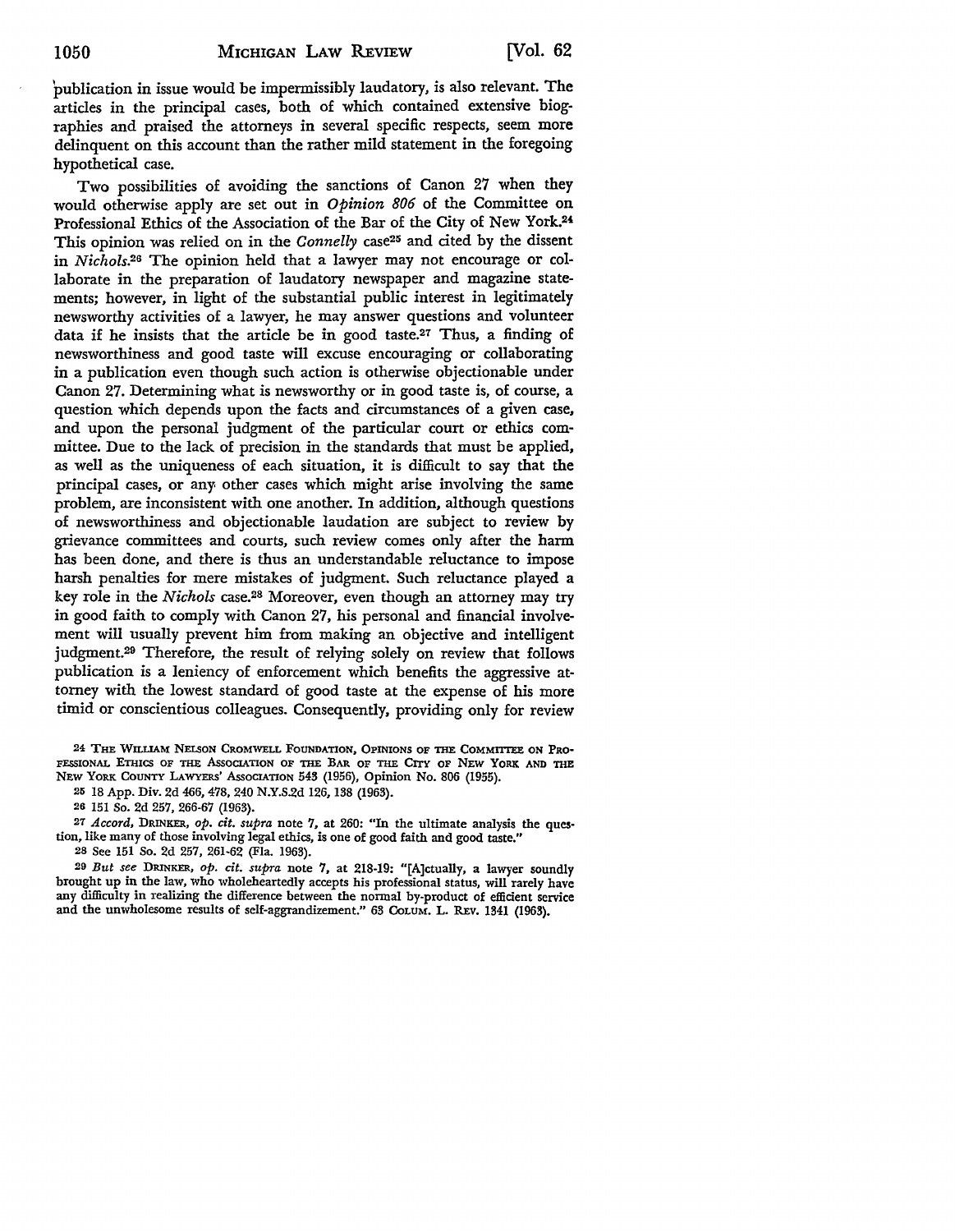publication in issue would be impermissibly laudatory, is also relevant. The articles in the principal cases, both of which contained extensive biographies and praised the attorneys in several specific respects, seem more delinquent on this account than the rather mild statement in the foregoing hypothetical case.

Two possibilities of avoiding the sanctions of Canon 27 when they would otherwise apply are set out in *Opinion 806* of the Committee on Professional Ethics of the Association of the Bar of the City of New York.[24] This opinion was relied on in the *Connelly* case[25] and cited by the dissent in *Nichols*.[26] The opinion held that a lawyer may not encourage or collaborate in the preparation of laudatory newspaper and magazine statements; however, in light of the substantial public interest in legitimately newsworthy activities of a lawyer, he may answer questions and volunteer data if he insists that the article be in good taste.[27] Thus, a finding of newsworthiness and good taste will excuse encouraging or collaborating in a publication even though such action is otherwise objectionable under Canon 27. Determining what is newsworthy or in good taste is, of course, a question which depends upon the facts and circumstances of a given case, and upon the personal judgment of the particular court or ethics committee. Due to the lack of precision in the standards that must be applied, as well as the uniqueness of each situation, it is difficult to say that the principal cases, or any other cases which might arise involving the same problem, are inconsistent with one another. In addition, although questions of newsworthiness and objectionable laudation are subject to review by grievance committees and courts, such review comes only after the harm has been done, and there is thus an understandable reluctance to impose harsh penalties for mere mistakes of judgment. Such reluctance played a key role in the *Nichols* case.[28] Moreover, even though an attorney may try in good faith to comply with Canon 27, his personal and financial involvement will usually prevent him from making an objective and intelligent judgment.[29] Therefore, the result of relying solely on review that follows publication is a leniency of enforcement which benefits the aggressive attorney with the lowest standard of good taste at the expense of his more timid or conscientious colleagues. Consequently, providing only for review

---

24 THE WILLIAM NELSON CROMWELL FOUNDATION, OPINIONS OF THE COMMITTEE ON PROFESSIONAL ETHICS OF THE ASSOCIATION OF THE BAR OF THE CITY OF NEW YORK AND THE NEW YORK COUNTY LAWYERS' ASSOCIATION 543 (1956), Opinion No. 806 (1955).

25 18 App. Div. 2d 466, 478, 240 N.Y.S.2d 126, 138 (1963).

26 151 So. 2d 257, 266-67 (1963).

27 *Accord*, DRINKER, *op. cit. supra* note 7, at 260: "In the ultimate analysis the question, like many of those involving legal ethics, is one of good faith and good taste."

28 See 151 So. 2d 257, 261-62 (Fla. 1963).

29 *But see* DRINKER, *op. cit. supra* note 7, at 218-19: "[A]ctually, a lawyer soundly brought up in the law, who wholeheartedly accepts his professional status, will rarely have any difficulty in realizing the difference between the normal by-product of efficient service and the unwholesome results of self-aggrandizement." 63 COLUM. L. REV. 1341 (1963).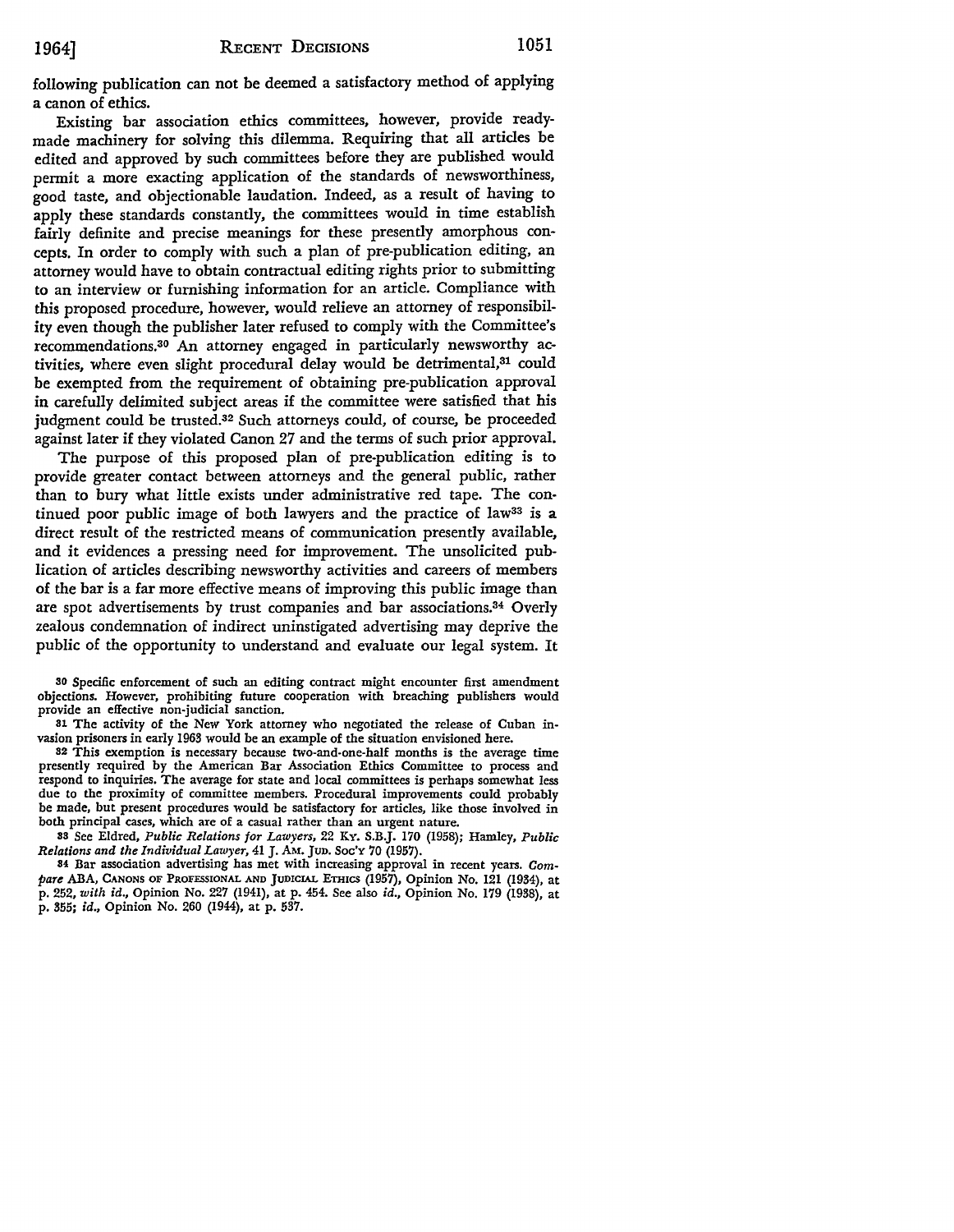following publication can not be deemed a satisfactory method of applying a canon of ethics.

Existing bar association ethics committees, however, provide ready-made machinery for solving this dilemma. Requiring that all articles be edited and approved by such committees before they are published would permit a more exacting application of the standards of newsworthiness, good taste, and objectionable laudation. Indeed, as a result of having to apply these standards constantly, the committees would in time establish fairly definite and precise meanings for these presently amorphous concepts. In order to comply with such a plan of pre-publication editing, an attorney would have to obtain contractual editing rights prior to submitting to an interview or furnishing information for an article. Compliance with this proposed procedure, however, would relieve an attorney of responsibility even though the publisher later refused to comply with the Committee's recommendations.[30] An attorney engaged in particularly newsworthy activities, where even slight procedural delay would be detrimental,[31] could be exempted from the requirement of obtaining pre-publication approval in carefully delimited subject areas if the committee were satisfied that his judgment could be trusted.[32] Such attorneys could, of course, be proceeded against later if they violated Canon 27 and the terms of such prior approval.

The purpose of this proposed plan of pre-publication editing is to provide greater contact between attorneys and the general public, rather than to bury what little exists under administrative red tape. The continued poor public image of both lawyers and the practice of law[33] is a direct result of the restricted means of communication presently available, and it evidences a pressing need for improvement. The unsolicited publication of articles describing newsworthy activities and careers of members of the bar is a far more effective means of improving this public image than are spot advertisements by trust companies and bar associations.[34] Overly zealous condemnation of indirect uninstigated advertising may deprive the public of the opportunity to understand and evaluate our legal system. It

---

[30] Specific enforcement of such an editing contract might encounter first amendment objections. However, prohibiting future cooperation with breaching publishers would provide an effective non-judicial sanction.

[31] The activity of the New York attorney who negotiated the release of Cuban invasion prisoners in early 1963 would be an example of the situation envisioned here.

[32] This exemption is necessary because two-and-one-half months is the average time presently required by the American Bar Association Ethics Committee to process and respond to inquiries. The average for state and local committees is perhaps somewhat less due to the proximity of committee members. Procedural improvements could probably be made, but present procedures would be satisfactory for articles, like those involved in both principal cases, which are of a casual rather than an urgent nature.

[33] See Eldred, *Public Relations for Lawyers*, 22 KY. S.B.J. 170 (1958); Hamley, *Public Relations and the Individual Lawyer*, 41 J. AM. JUD. SOC'Y 70 (1957).

[34] Bar association advertising has met with increasing approval in recent years. *Compare* ABA, CANONS OF PROFESSIONAL AND JUDICIAL ETHICS (1957), Opinion No. 121 (1934), at p. 252, *with id.*, Opinion No. 227 (1941), at p. 454. See also *id.*, Opinion No. 179 (1938), at p. 355; *id.*, Opinion No. 260 (1944), at p. 537.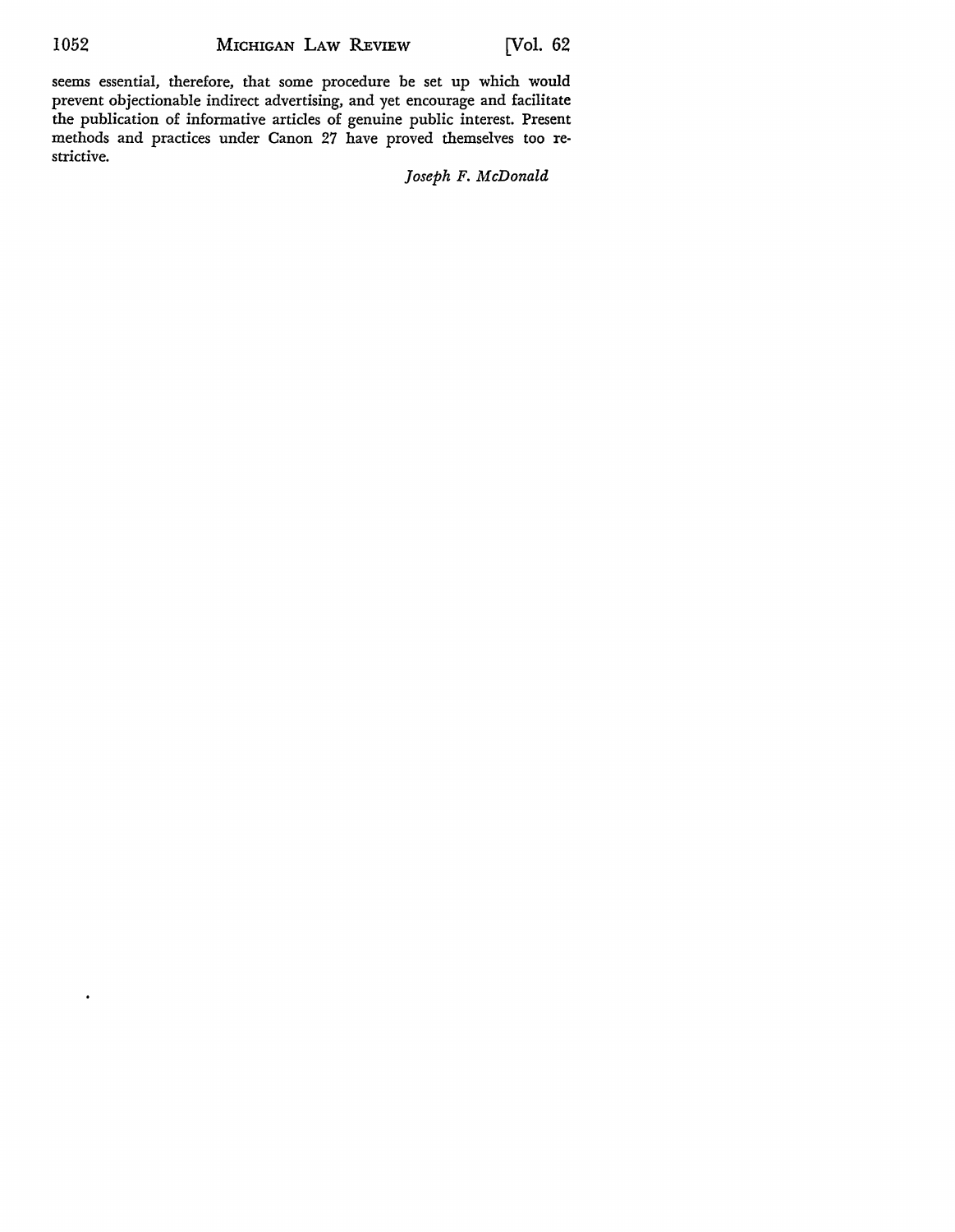seems essential, therefore, that some procedure be set up which would prevent objectionable indirect advertising, and yet encourage and facilitate the publication of informative articles of genuine public interest. Present methods and practices under Canon 27 have proved themselves too restrictive.

*Joseph F. McDonald*